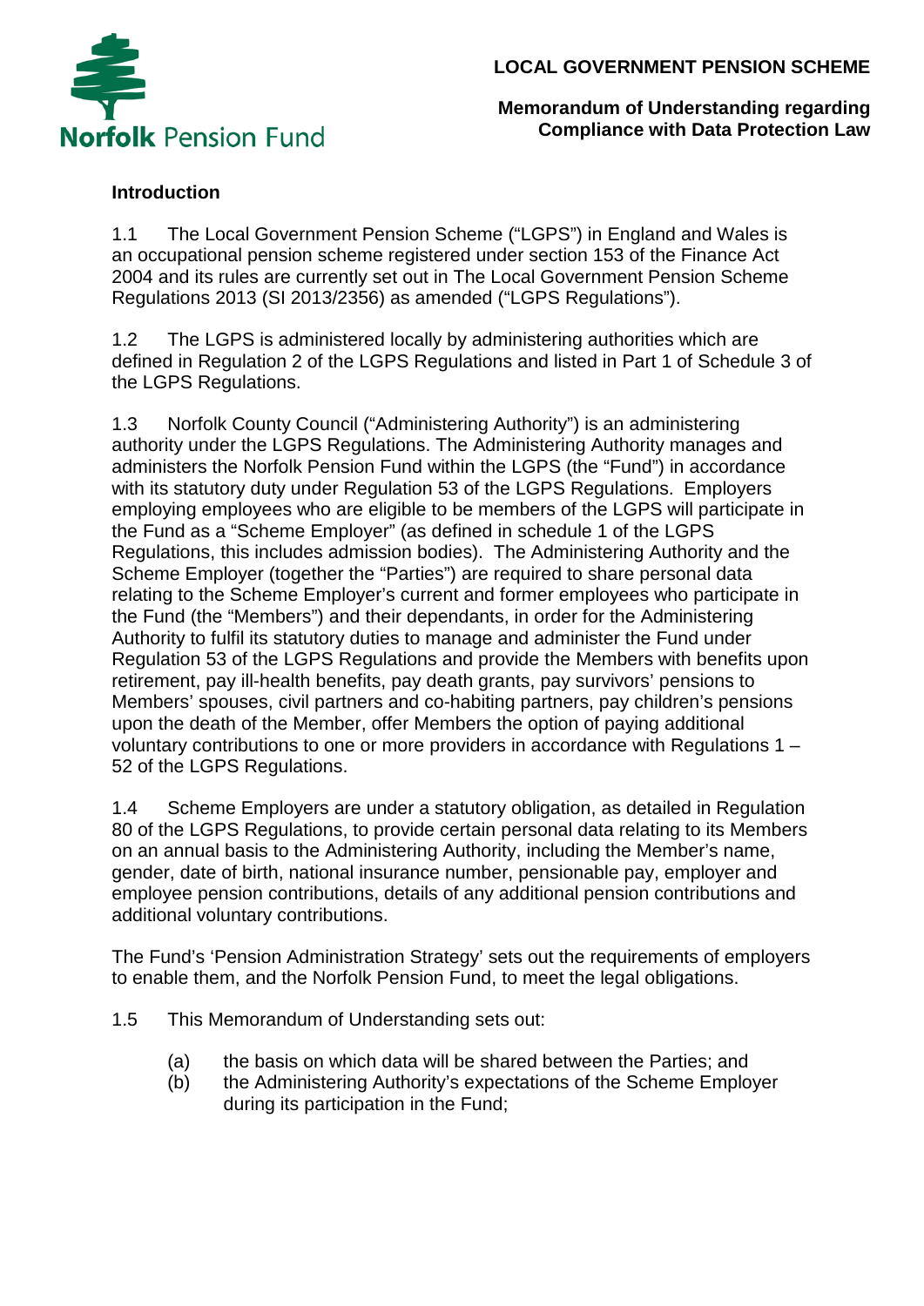Norfolk Pension Fund

# LOCAL GOVERNMENT PENSION SCHEME

## Memorandum of Understanding regarding Compliance with Data Protection Law

### Introduction

1.1 The Local Government Pension Scheme ("LGPS") in England and Wales is an occupational pension scheme registered under section 153 of the Finance Act 2004 and its rules are currently set out in The Local Government Pension Scheme Regulations 2013 (SI 2013/2356) as amended ("LGPS Regulations").

1.2 The LGPS is administered locally by administering authorities which are defined in Regulation 2 of the LGPS Regulations and listed in Part 1 of Schedule 3 of the LGPS Regulations.

1.3 Norfolk County Council ("Administering Authority") is an administering authority under the LGPS Regulations. The Administering Authority manages and administers the Norfolk Pension Fund within the LGPS (the "Fund") in accordance with its statutory duty under Regulation 53 of the LGPS Regulations. Employers employing employees who are eligible to be members of the LGPS will participate in the Fund as a "Scheme Employer" (as defined in schedule 1 of the LGPS Regulations, this includes admission bodies). The Administering Authority and the Scheme Employer (together the "Parties") are required to share personal data relating to the Scheme Employer's current and former employees who participate in the Fund (the "Members") and their dependants, in order for the Administering Authority to fulfil its statutory duties to manage and administer the Fund under Regulation 53 of the LGPS Regulations and provide the Members with benefits upon retirement, pay ill-health benefits, pay death grants, pay survivors' pensions to Members' spouses, civil partners and co-habiting partners, pay children's pensions upon the death of the Member, offer Members the option of paying additional voluntary contributions to one or more providers in accordance with Regulations 1 – 52 of the LGPS Regulations.

1.4 Scheme Employers are under a statutory obligation, as detailed in Regulation 80 of the LGPS Regulations, to provide certain personal data relating to its Members on an annual basis to the Administering Authority, including the Member's name, gender, date of birth, national insurance number, pensionable pay, employer and employee pension contributions, details of any additional pension contributions and additional voluntary contributions.

The Fund's 'Pension Administration Strategy' sets out the requirements of employers to enable them, and the Norfolk Pension Fund, to meet the legal obligations.

1.5 This Memorandum of Understanding sets out:

(a) the basis on which data will be shared between the Parties; and
(b) the Administering Authority's expectations of the Scheme Employer during its participation in the Fund;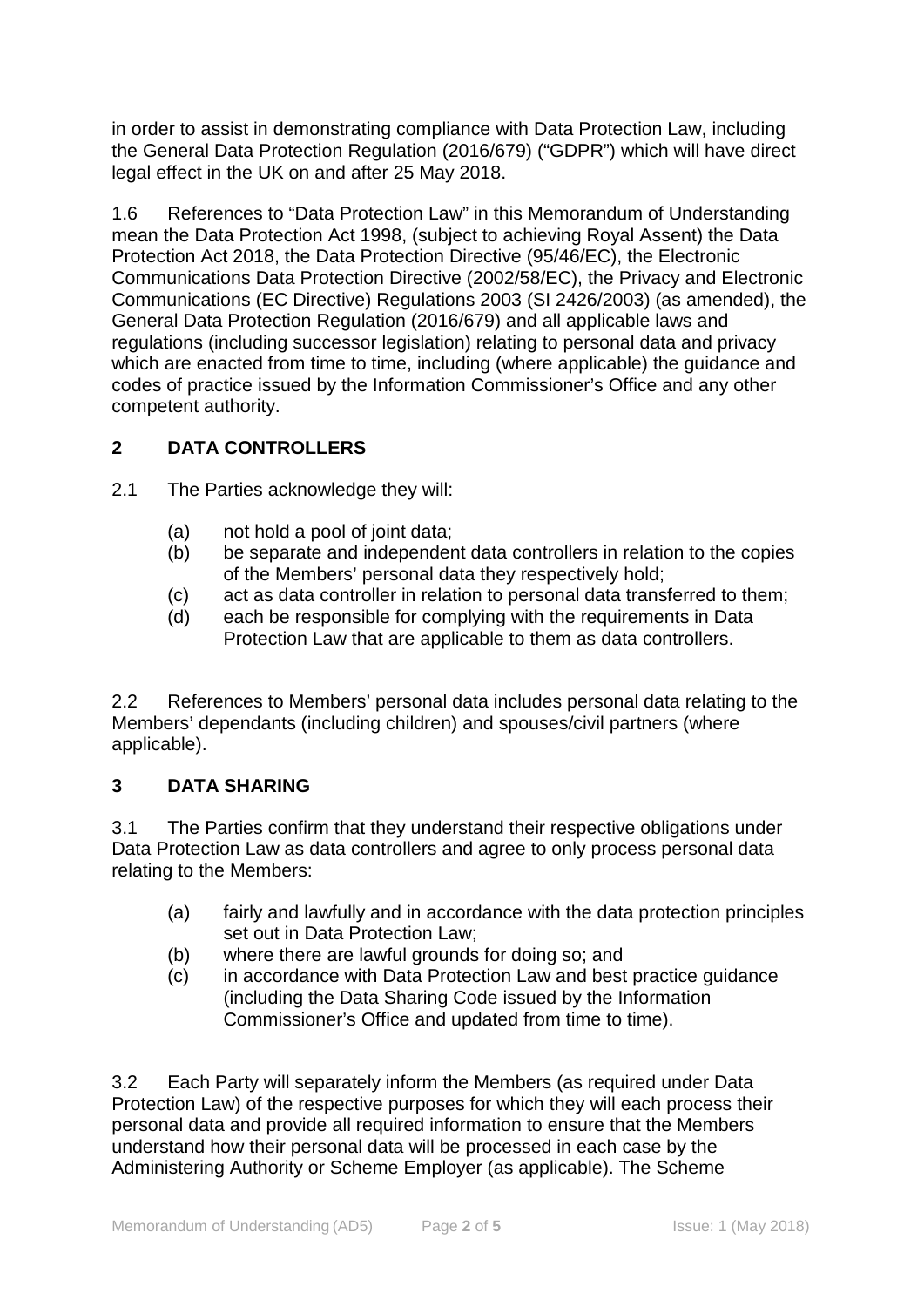in order to assist in demonstrating compliance with Data Protection Law, including the General Data Protection Regulation (2016/679) ("GDPR") which will have direct legal effect in the UK on and after 25 May 2018.

1.6 References to "Data Protection Law" in this Memorandum of Understanding mean the Data Protection Act 1998, (subject to achieving Royal Assent) the Data Protection Act 2018, the Data Protection Directive (95/46/EC), the Electronic Communications Data Protection Directive (2002/58/EC), the Privacy and Electronic Communications (EC Directive) Regulations 2003 (SI 2426/2003) (as amended), the General Data Protection Regulation (2016/679) and all applicable laws and regulations (including successor legislation) relating to personal data and privacy which are enacted from time to time, including (where applicable) the guidance and codes of practice issued by the Information Commissioner's Office and any other competent authority.

## 2 DATA CONTROLLERS

2.1 The Parties acknowledge they will:

(a) not hold a pool of joint data;
(b) be separate and independent data controllers in relation to the copies of the Members' personal data they respectively hold;
(c) act as data controller in relation to personal data transferred to them;
(d) each be responsible for complying with the requirements in Data Protection Law that are applicable to them as data controllers.

2.2 References to Members' personal data includes personal data relating to the Members' dependants (including children) and spouses/civil partners (where applicable).

## 3 DATA SHARING

3.1 The Parties confirm that they understand their respective obligations under Data Protection Law as data controllers and agree to only process personal data relating to the Members:

(a) fairly and lawfully and in accordance with the data protection principles set out in Data Protection Law;
(b) where there are lawful grounds for doing so; and
(c) in accordance with Data Protection Law and best practice guidance (including the Data Sharing Code issued by the Information Commissioner's Office and updated from time to time).

3.2 Each Party will separately inform the Members (as required under Data Protection Law) of the respective purposes for which they will each process their personal data and provide all required information to ensure that the Members understand how their personal data will be processed in each case by the Administering Authority or Scheme Employer (as applicable). The Scheme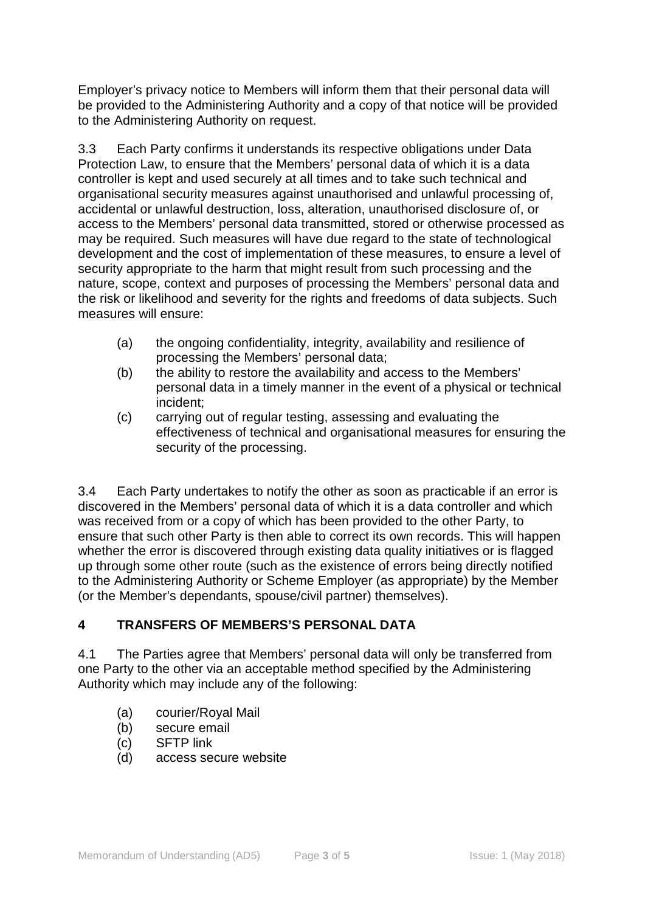Employer's privacy notice to Members will inform them that their personal data will be provided to the Administering Authority and a copy of that notice will be provided to the Administering Authority on request.

3.3 Each Party confirms it understands its respective obligations under Data Protection Law, to ensure that the Members' personal data of which it is a data controller is kept and used securely at all times and to take such technical and organisational security measures against unauthorised and unlawful processing of, accidental or unlawful destruction, loss, alteration, unauthorised disclosure of, or access to the Members' personal data transmitted, stored or otherwise processed as may be required. Such measures will have due regard to the state of technological development and the cost of implementation of these measures, to ensure a level of security appropriate to the harm that might result from such processing and the nature, scope, context and purposes of processing the Members' personal data and the risk or likelihood and severity for the rights and freedoms of data subjects. Such measures will ensure:

- (a) the ongoing confidentiality, integrity, availability and resilience of processing the Members' personal data;
- (b) the ability to restore the availability and access to the Members' personal data in a timely manner in the event of a physical or technical incident;
- (c) carrying out of regular testing, assessing and evaluating the effectiveness of technical and organisational measures for ensuring the security of the processing.

3.4 Each Party undertakes to notify the other as soon as practicable if an error is discovered in the Members' personal data of which it is a data controller and which was received from or a copy of which has been provided to the other Party, to ensure that such other Party is then able to correct its own records. This will happen whether the error is discovered through existing data quality initiatives or is flagged up through some other route (such as the existence of errors being directly notified to the Administering Authority or Scheme Employer (as appropriate) by the Member (or the Member's dependants, spouse/civil partner) themselves).

## 4 TRANSFERS OF MEMBERS'S PERSONAL DATA

4.1 The Parties agree that Members' personal data will only be transferred from one Party to the other via an acceptable method specified by the Administering Authority which may include any of the following:

- (a) courier/Royal Mail
- (b) secure email
- (c) SFTP link
- (d) access secure website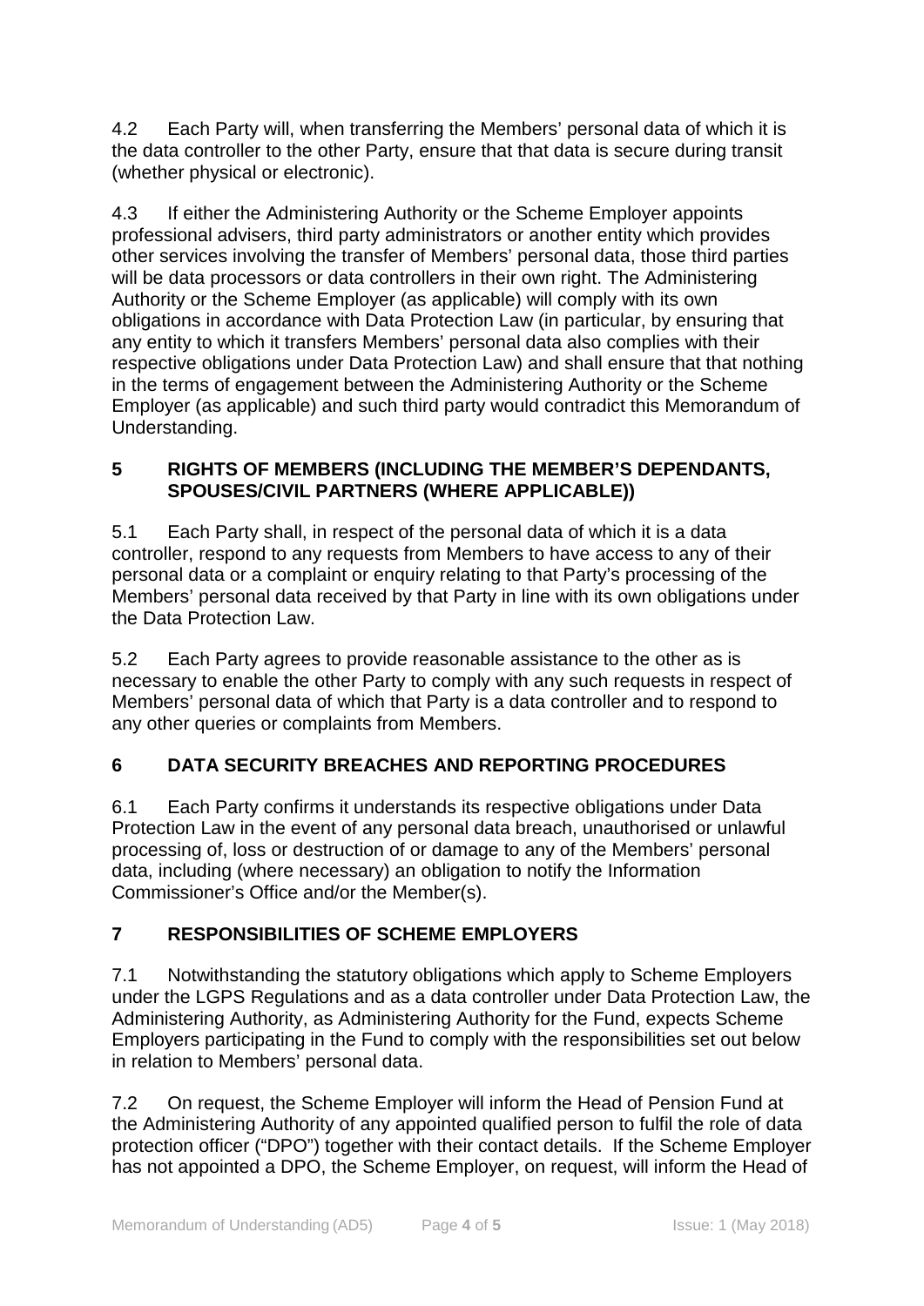4.2 Each Party will, when transferring the Members' personal data of which it is the data controller to the other Party, ensure that that data is secure during transit (whether physical or electronic).

4.3 If either the Administering Authority or the Scheme Employer appoints professional advisers, third party administrators or another entity which provides other services involving the transfer of Members' personal data, those third parties will be data processors or data controllers in their own right. The Administering Authority or the Scheme Employer (as applicable) will comply with its own obligations in accordance with Data Protection Law (in particular, by ensuring that any entity to which it transfers Members' personal data also complies with their respective obligations under Data Protection Law) and shall ensure that that nothing in the terms of engagement between the Administering Authority or the Scheme Employer (as applicable) and such third party would contradict this Memorandum of Understanding.

## 5 RIGHTS OF MEMBERS (INCLUDING THE MEMBER'S DEPENDANTS, SPOUSES/CIVIL PARTNERS (WHERE APPLICABLE))

5.1 Each Party shall, in respect of the personal data of which it is a data controller, respond to any requests from Members to have access to any of their personal data or a complaint or enquiry relating to that Party's processing of the Members' personal data received by that Party in line with its own obligations under the Data Protection Law.

5.2 Each Party agrees to provide reasonable assistance to the other as is necessary to enable the other Party to comply with any such requests in respect of Members' personal data of which that Party is a data controller and to respond to any other queries or complaints from Members.

## 6 DATA SECURITY BREACHES AND REPORTING PROCEDURES

6.1 Each Party confirms it understands its respective obligations under Data Protection Law in the event of any personal data breach, unauthorised or unlawful processing of, loss or destruction of or damage to any of the Members' personal data, including (where necessary) an obligation to notify the Information Commissioner's Office and/or the Member(s).

## 7 RESPONSIBILITIES OF SCHEME EMPLOYERS

7.1 Notwithstanding the statutory obligations which apply to Scheme Employers under the LGPS Regulations and as a data controller under Data Protection Law, the Administering Authority, as Administering Authority for the Fund, expects Scheme Employers participating in the Fund to comply with the responsibilities set out below in relation to Members' personal data.

7.2 On request, the Scheme Employer will inform the Head of Pension Fund at the Administering Authority of any appointed qualified person to fulfil the role of data protection officer ("DPO") together with their contact details. If the Scheme Employer has not appointed a DPO, the Scheme Employer, on request, will inform the Head of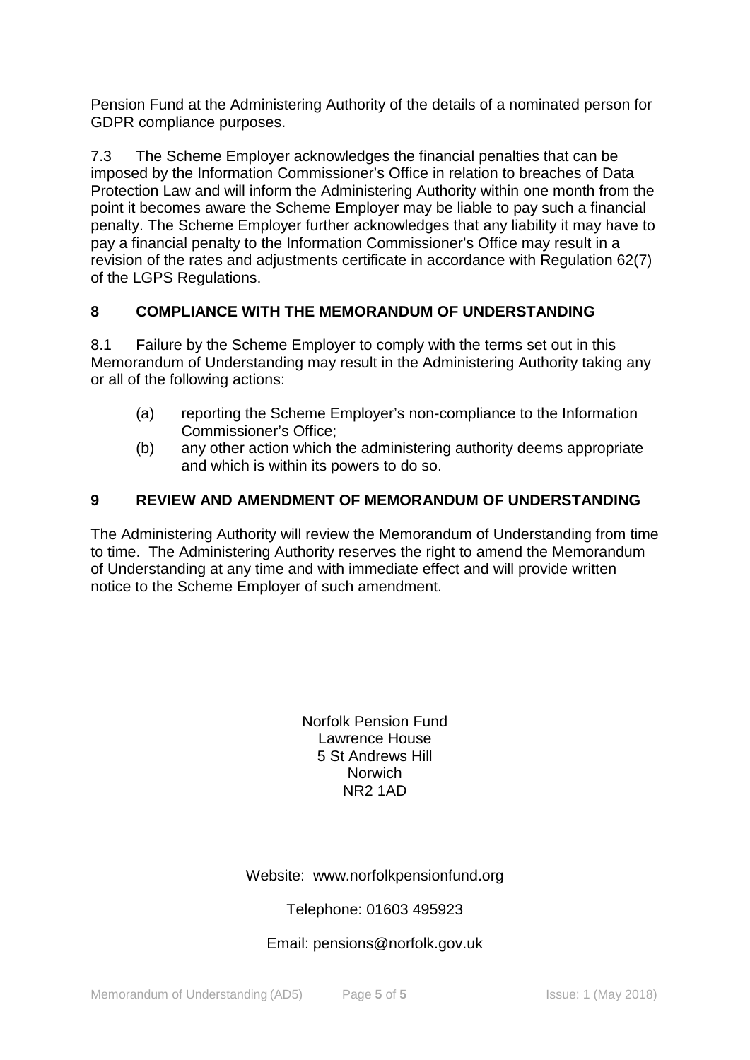Pension Fund at the Administering Authority of the details of a nominated person for GDPR compliance purposes.

7.3 The Scheme Employer acknowledges the financial penalties that can be imposed by the Information Commissioner's Office in relation to breaches of Data Protection Law and will inform the Administering Authority within one month from the point it becomes aware the Scheme Employer may be liable to pay such a financial penalty. The Scheme Employer further acknowledges that any liability it may have to pay a financial penalty to the Information Commissioner's Office may result in a revision of the rates and adjustments certificate in accordance with Regulation 62(7) of the LGPS Regulations.

## 8 COMPLIANCE WITH THE MEMORANDUM OF UNDERSTANDING

8.1 Failure by the Scheme Employer to comply with the terms set out in this Memorandum of Understanding may result in the Administering Authority taking any or all of the following actions:

- (a) reporting the Scheme Employer's non-compliance to the Information Commissioner's Office;
- (b) any other action which the administering authority deems appropriate and which is within its powers to do so.

## 9 REVIEW AND AMENDMENT OF MEMORANDUM OF UNDERSTANDING

The Administering Authority will review the Memorandum of Understanding from time to time. The Administering Authority reserves the right to amend the Memorandum of Understanding at any time and with immediate effect and will provide written notice to the Scheme Employer of such amendment.

Norfolk Pension Fund
Lawrence House
5 St Andrews Hill
Norwich
NR2 1AD

Website: www.norfolkpensionfund.org

Telephone: 01603 495923

Email: pensions@norfolk.gov.uk